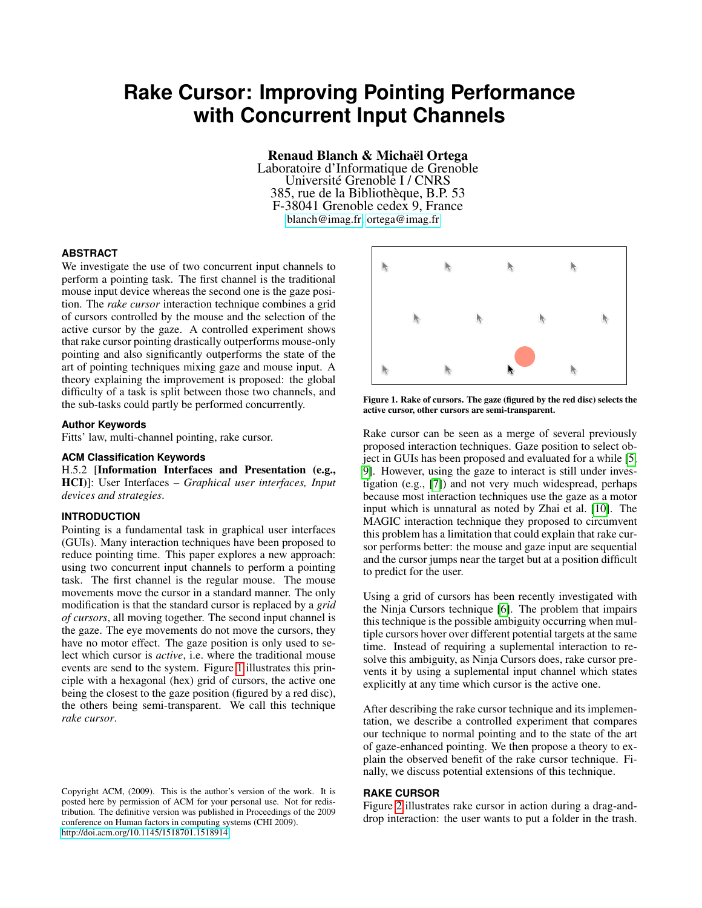# Rake Cursor: Improving Pointing Performance with Concurrent Input Channels

**Renaud Blanch & Michaël Ortega**
Laboratoire d'Informatique de Grenoble
Université Grenoble I / CNRS
385, rue de la Bibliothèque, B.P. 53
F-38041 Grenoble cedex 9, France
blanch@imag.fr ortega@imag.fr

### ABSTRACT

We investigate the use of two concurrent input channels to perform a pointing task. The first channel is the traditional mouse input device whereas the second one is the gaze position. The *rake cursor* interaction technique combines a grid of cursors controlled by the mouse and the selection of the active cursor by the gaze. A controlled experiment shows that rake cursor pointing drastically outperforms mouse-only pointing and also significantly outperforms the state of the art of pointing techniques mixing gaze and mouse input. A theory explaining the improvement is proposed: the global difficulty of a task is split between those two channels, and the sub-tasks could partly be performed concurrently.

### Author Keywords

Fitts' law, multi-channel pointing, rake cursor.

### ACM Classification Keywords

H.5.2 [**Information Interfaces and Presentation (e.g., HCI)**]: User Interfaces – *Graphical user interfaces, Input devices and strategies*.

### INTRODUCTION

Pointing is a fundamental task in graphical user interfaces (GUIs). Many interaction techniques have been proposed to reduce pointing time. This paper explores a new approach: using two concurrent input channels to perform a pointing task. The first channel is the regular mouse. The mouse movements move the cursor in a standard manner. The only modification is that the standard cursor is replaced by a *grid of cursors*, all moving together. The second input channel is the gaze. The eye movements do not move the cursors, they have no motor effect. The gaze position is only used to select which cursor is *active*, i.e. where the traditional mouse events are send to the system. Figure 1 illustrates this principle with a hexagonal (hex) grid of cursors, the active one being the closest to the gaze position (figured by a red disc), the others being semi-transparent. We call this technique *rake cursor*.

**Figure 1. Rake of cursors. The gaze (figured by the red disc) selects the active cursor, other cursors are semi-transparent.**

Rake cursor can be seen as a merge of several previously proposed interaction techniques. Gaze position to select object in GUIs has been proposed and evaluated for a while [5, 9]. However, using the gaze to interact is still under investigation (e.g., [7]) and not very much widespread, perhaps because most interaction techniques use the gaze as a motor input which is unnatural as noted by Zhai et al. [10]. The MAGIC interaction technique they proposed to circumvent this problem has a limitation that could explain that rake cursor performs better: the mouse and gaze input are sequential and the cursor jumps near the target but at a position difficult to predict for the user.

Using a grid of cursors has been recently investigated with the Ninja Cursors technique [6]. The problem that impairs this technique is the possible ambiguity occurring when multiple cursors hover over different potential targets at the same time. Instead of requiring a suplemental interaction to resolve this ambiguity, as Ninja Cursors does, rake cursor prevents it by using a suplemental input channel which states explicitly at any time which cursor is the active one.

After describing the rake cursor technique and its implementation, we describe a controlled experiment that compares our technique to normal pointing and to the state of the art of gaze-enhanced pointing. We then propose a theory to explain the observed benefit of the rake cursor technique. Finally, we discuss potential extensions of this technique.

### RAKE CURSOR

Figure 2 illustrates rake cursor in action during a drag-and-drop interaction: the user wants to put a folder in the trash.

Copyright ACM, (2009). This is the author's version of the work. It is posted here by permission of ACM for your personal use. Not for redistribution. The definitive version was published in Proceedings of the 2009 conference on Human factors in computing systems (CHI 2009). http://doi.acm.org/10.1145/1518701.1518914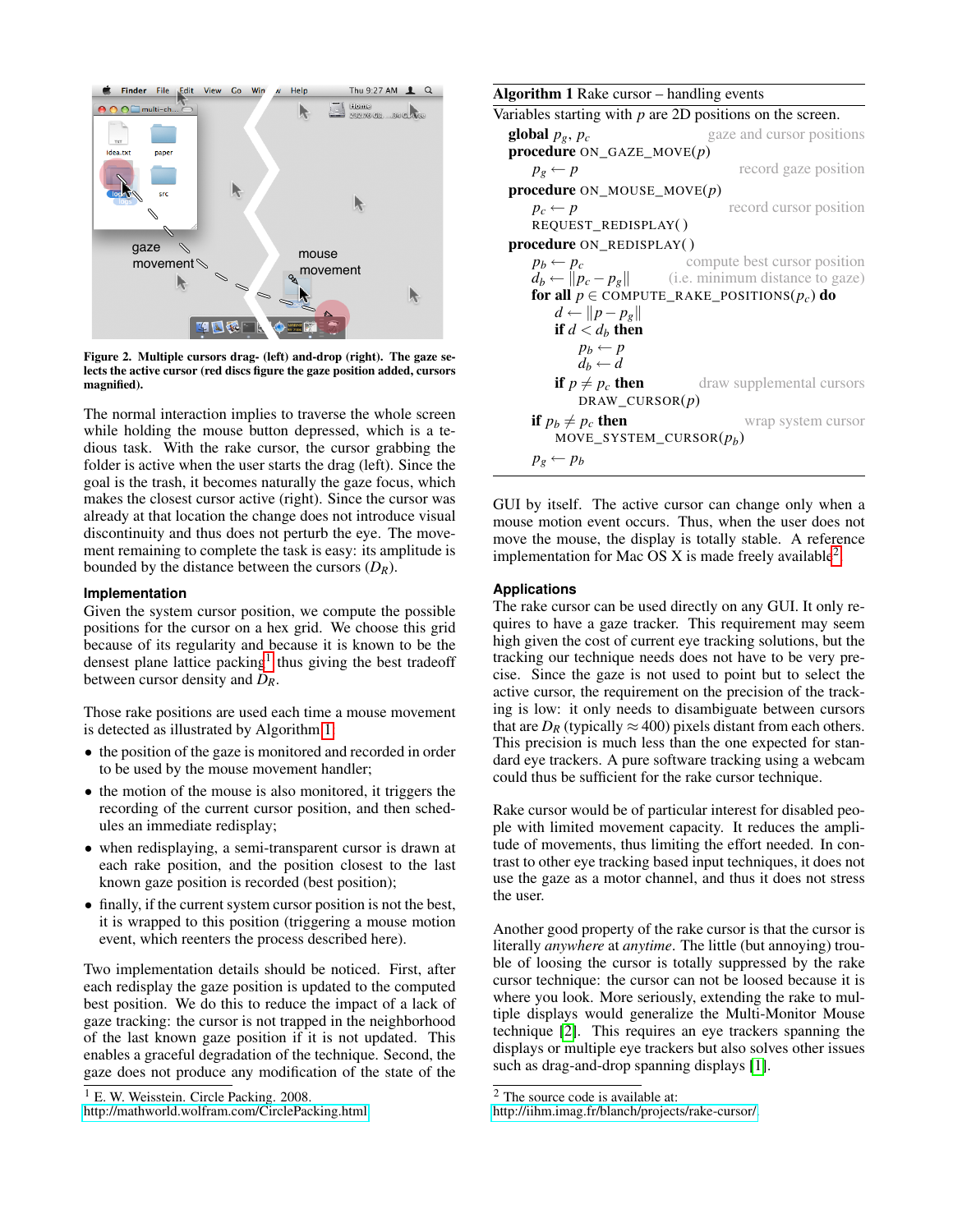Figure 2. **Multiple cursors drag- (left) and-drop (right). The gaze selects the active cursor (red discs figure the gaze position added, cursors magnified).**

The normal interaction implies to traverse the whole screen while holding the mouse button depressed, which is a tedious task. With the rake cursor, the cursor grabbing the folder is active when the user starts the drag (left). Since the goal is the trash, it becomes naturally the gaze focus, which makes the closest cursor active (right). Since the cursor was already at that location the change does not introduce visual discontinuity and thus does not perturb the eye. The movement remaining to complete the task is easy: its amplitude is bounded by the distance between the cursors ($D_R$).

### Implementation

Given the system cursor position, we compute the possible positions for the cursor on a hex grid. We choose this grid because of its regularity and because it is known to be the densest plane lattice packing[1] thus giving the best tradeoff between cursor density and $D_R$.

Those rake positions are used each time a mouse movement is detected as illustrated by Algorithm 1:

- the position of the gaze is monitored and recorded in order to be used by the mouse movement handler;
- the motion of the mouse is also monitored, it triggers the recording of the current cursor position, and then schedules an immediate redisplay;
- when redisplaying, a semi-transparent cursor is drawn at each rake position, and the position closest to the last known gaze position is recorded (best position);
- finally, if the current system cursor position is not the best, it is wrapped to this position (triggering a mouse motion event, which reenters the process described here).

Two implementation details should be noticed. First, after each redisplay the gaze position is updated to the computed best position. We do this to reduce the impact of a lack of gaze tracking: the cursor is not trapped in the neighborhood of the last known gaze position if it is not updated. This enables a graceful degradation of the technique. Second, the gaze does not produce any modification of the state of the GUI by itself. The active cursor can change only when a mouse motion event occurs. Thus, when the user does not move the mouse, the display is totally stable. A reference implementation for Mac OS X is made freely available[2].

[1] E. W. Weisstein. Circle Packing. 2008. http://mathworld.wolfram.com/CirclePacking.html

**Algorithm 1** Rake cursor – handling events

Variables starting with $p$ are 2D positions on the screen.

```
global p_g, p_c                          gaze and cursor positions
procedure ON_GAZE_MOVE(p)
    p_g ← p                              record gaze position
procedure ON_MOUSE_MOVE(p)
    p_c ← p                              record cursor position
    REQUEST_REDISPLAY()
procedure ON_REDISPLAY()
    p_b ← p_c                            compute best cursor position
    d_b ← ||p_c − p_g||                  (i.e. minimum distance to gaze)
    for all p ∈ COMPUTE_RAKE_POSITIONS(p_c) do
        d ← ||p − p_g||
        if d < d_b then
            p_b ← p
            d_b ← d
        if p ≠ p_c then                  draw supplemental cursors
            DRAW_CURSOR(p)
    if p_b ≠ p_c then                    wrap system cursor
        MOVE_SYSTEM_CURSOR(p_b)
    p_g ← p_b
```

### Applications

The rake cursor can be used directly on any GUI. It only requires to have a gaze tracker. This requirement may seem high given the cost of current eye tracking solutions, but the tracking our technique needs does not have to be very precise. Since the gaze is not used to point but to select the active cursor, the requirement on the precision of the tracking is low: it only needs to disambiguate between cursors that are $D_R$ (typically $\approx 400$) pixels distant from each others. This precision is much less than the one expected for standard eye trackers. A pure software tracking using a webcam could thus be sufficient for the rake cursor technique.

Rake cursor would be of particular interest for disabled people with limited movement capacity. It reduces the amplitude of movements, thus limiting the effort needed. In contrast to other eye tracking based input techniques, it does not use the gaze as a motor channel, and thus it does not stress the user.

Another good property of the rake cursor is that the cursor is literally *anywhere* at *anytime*. The little (but annoying) trouble of loosing the cursor is totally suppressed by the rake cursor technique: the cursor can not be loosed because it is where you look. More seriously, extending the rake to multiple displays would generalize the Multi-Monitor Mouse technique [2]. This requires an eye trackers spanning the displays or multiple eye trackers but also solves other issues such as drag-and-drop spanning displays [1].

[2] The source code is available at: http://iihm.imag.fr/blanch/projects/rake-cursor/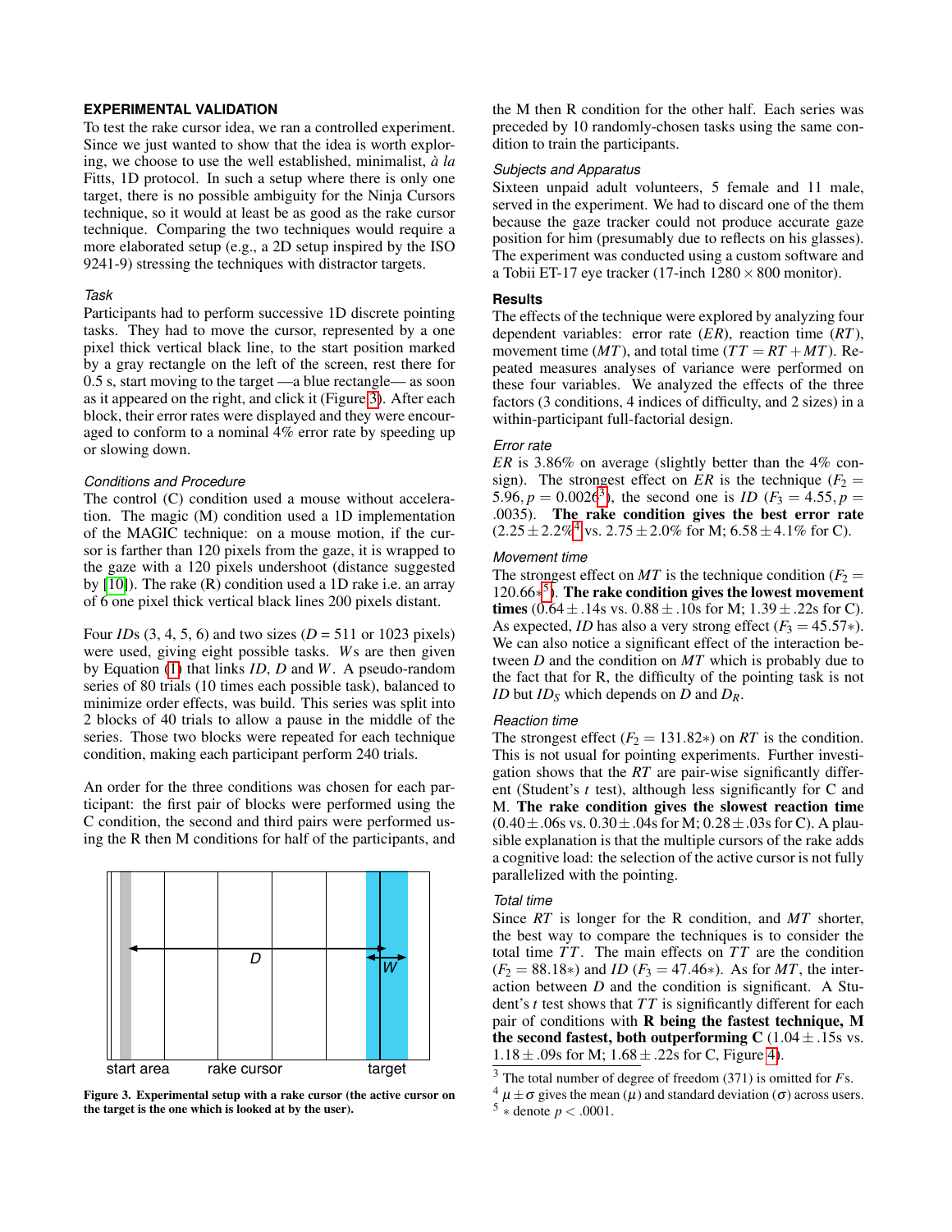## EXPERIMENTAL VALIDATION

To test the rake cursor idea, we ran a controlled experiment. Since we just wanted to show that the idea is worth exploring, we choose to use the well established, minimalist, *à la* Fitts, 1D protocol. In such a setup where there is only one target, there is no possible ambiguity for the Ninja Cursors technique, so it would at least be as good as the rake cursor technique. Comparing the two techniques would require a more elaborated setup (e.g., a 2D setup inspired by the ISO 9241-9) stressing the techniques with distractor targets.

### *Task*

Participants had to perform successive 1D discrete pointing tasks. They had to move the cursor, represented by a one pixel thick vertical black line, to the start position marked by a gray rectangle on the left of the screen, rest there for 0.5 s, start moving to the target —a blue rectangle— as soon as it appeared on the right, and click it (Figure 3). After each block, their error rates were displayed and they were encouraged to conform to a nominal 4% error rate by speeding up or slowing down.

### *Conditions and Procedure*

The control (C) condition used a mouse without acceleration. The magic (M) condition used a 1D implementation of the MAGIC technique: on a mouse motion, if the cursor is farther than 120 pixels from the gaze, it is wrapped to the gaze with a 120 pixels undershoot (distance suggested by [10]). The rake (R) condition used a 1D rake i.e. an array of 6 one pixel thick vertical black lines 200 pixels distant.

Four *ID*s (3, 4, 5, 6) and two sizes (*D* = 511 or 1023 pixels) were used, giving eight possible tasks. *W*s are then given by Equation (1) that links *ID*, *D* and *W*. A pseudo-random series of 80 trials (10 times each possible task), balanced to minimize order effects, was build. This series was split into 2 blocks of 40 trials to allow a pause in the middle of the series. Those two blocks were repeated for each technique condition, making each participant perform 240 trials.

An order for the three conditions was chosen for each participant: the first pair of blocks were performed using the C condition, the second and third pairs were performed using the R then M conditions for half of the participants, and the M then R condition for the other half. Each series was preceded by 10 randomly-chosen tasks using the same condition to train the participants.

**Figure 3. Experimental setup with a rake cursor (the active cursor on the target is the one which is looked at by the user).**

### *Subjects and Apparatus*

Sixteen unpaid adult volunteers, 5 female and 11 male, served in the experiment. We had to discard one of the them because the gaze tracker could not produce accurate gaze position for him (presumably due to reflects on his glasses). The experiment was conducted using a custom software and a Tobii ET-17 eye tracker (17-inch $1280 \times 800$ monitor).

## Results

The effects of the technique were explored by analyzing four dependent variables: error rate ($ER$), reaction time ($RT$), movement time ($MT$), and total time ($TT = RT + MT$). Repeated measures analyses of variance were performed on these four variables. We analyzed the effects of the three factors (3 conditions, 4 indices of difficulty, and 2 sizes) in a within-participant full-factorial design.

### *Error rate*

$ER$ is 3.86% on average (slightly better than the 4% consign). The strongest effect on $ER$ is the technique ($F_2 = 5.96, p = 0.0026$[3]), the second one is $ID$ ($F_3 = 4.55, p = .0035$). **The rake condition gives the best error rate** ($2.25 \pm 2.2\%$[4] vs. $2.75 \pm 2.0\%$ for M; $6.58 \pm 4.1\%$ for C).

### *Movement time*

The strongest effect on $MT$ is the technique condition ($F_2 = 120.66*$[5]). **The rake condition gives the lowest movement times** ($0.64 \pm .14$s vs. $0.88 \pm .10$s for M; $1.39 \pm .22$s for C). As expected, $ID$ has also a very strong effect ($F_3 = 45.57*$). We can also notice a significant effect of the interaction between $D$ and the condition on $MT$ which is probably due to the fact that for R, the difficulty of the pointing task is not $ID$ but $ID_S$ which depends on $D$ and $D_R$.

### *Reaction time*

The strongest effect ($F_2 = 131.82*$) on $RT$ is the condition. This is not usual for pointing experiments. Further investigation shows that the $RT$ are pair-wise significantly different (Student's $t$ test), although less significantly for C and M. **The rake condition gives the slowest reaction time** ($0.40 \pm .06$s vs. $0.30 \pm .04$s for M; $0.28 \pm .03$s for C). A plausible explanation is that the multiple cursors of the rake adds a cognitive load: the selection of the active cursor is not fully parallelized with the pointing.

### *Total time*

Since $RT$ is longer for the R condition, and $MT$ shorter, the best way to compare the techniques is to consider the total time $TT$. The main effects on $TT$ are the condition ($F_2 = 88.18*$) and $ID$ ($F_3 = 47.46*$). As for $MT$, the interaction between $D$ and the condition is significant. A Student's $t$ test shows that $TT$ is significantly different for each pair of conditions with **R being the fastest technique, M the second fastest, both outperforming C** ($1.04 \pm .15$s vs. $1.18 \pm .09$s for M; $1.68 \pm .22$s for C, Figure 4).

[3] The total number of degree of freedom (371) is omitted for $F$s.

[4] $\mu \pm \sigma$ gives the mean ($\mu$) and standard deviation ($\sigma$) across users.

[5] $*$ denote $p < .0001$.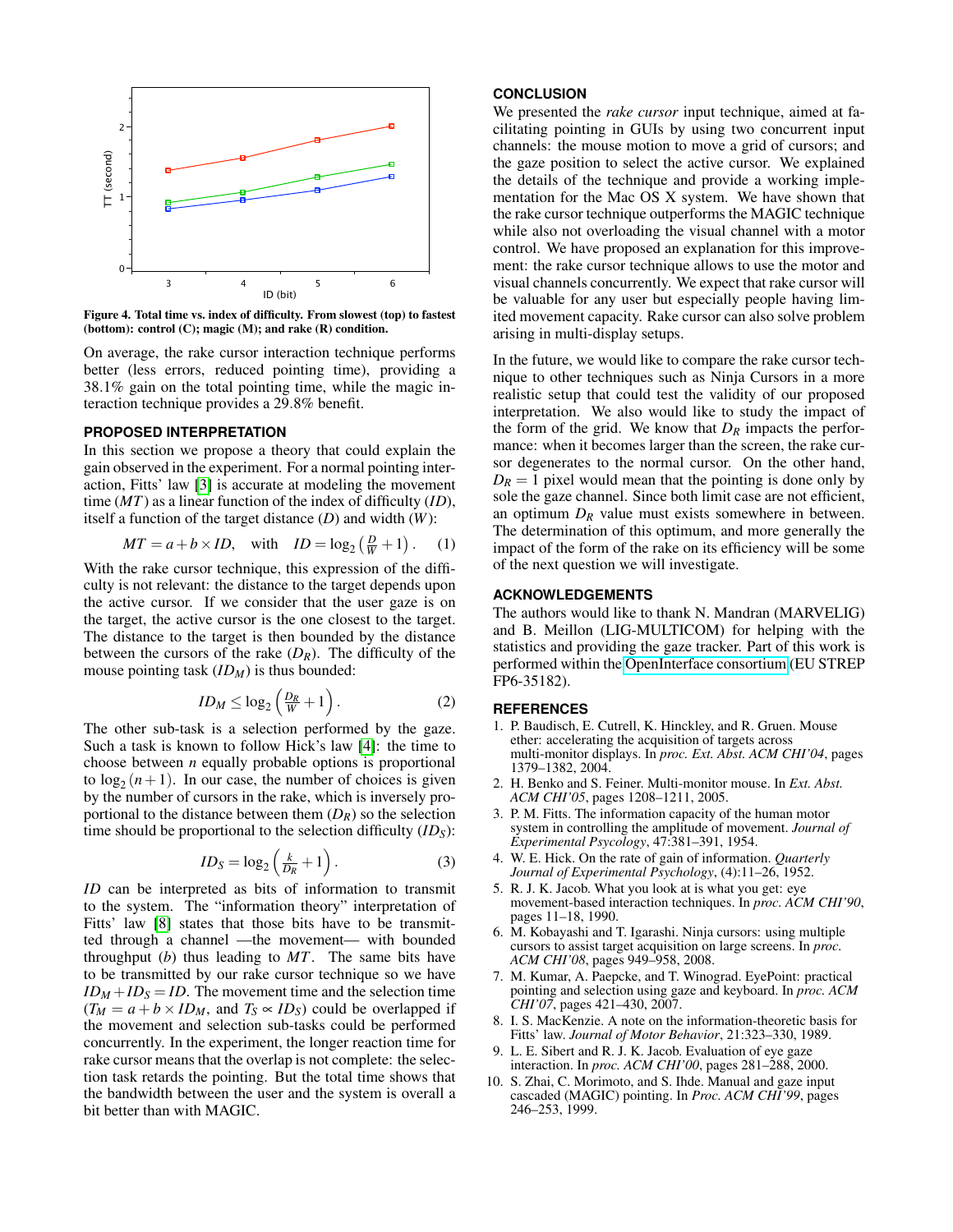TT (second)

2

1

0

3

4

5

6

ID (bit)

**Figure 4. Total time vs. index of difficulty. From slowest (top) to fastest (bottom): control (C); magic (M); and rake (R) condition.**

On average, the rake cursor interaction technique performs better (less errors, reduced pointing time), providing a 38.1% gain on the total pointing time, while the magic interaction technique provides a 29.8% benefit.

## PROPOSED INTERPRETATION

In this section we propose a theory that could explain the gain observed in the experiment. For a normal pointing interaction, Fitts' law [3] is accurate at modeling the movement time ($MT$) as a linear function of the index of difficulty ($ID$), itself a function of the target distance ($D$) and width ($W$):

$$MT = a + b \times ID, \quad \text{with} \quad ID = \log_2\left(\frac{D}{W} + 1\right). \quad (1)$$

With the rake cursor technique, this expression of the difficulty is not relevant: the distance to the target depends upon the active cursor. If we consider that the user gaze is on the target, the active cursor is the one closest to the target. The distance to the target is then bounded by the distance between the cursors of the rake ($D_R$). The difficulty of the mouse pointing task ($ID_M$) is thus bounded:

$$ID_M \leq \log_2\left(\frac{D_R}{W} + 1\right). \quad (2)$$

The other sub-task is a selection performed by the gaze. Such a task is known to follow Hick's law [4]: the time to choose between $n$ equally probable options is proportional to $\log_2(n+1)$. In our case, the number of choices is given by the number of cursors in the rake, which is inversely proportional to the distance between them ($D_R$) so the selection time should be proportional to the selection difficulty ($ID_S$):

$$ID_S = \log_2\left(\frac{k}{D_R} + 1\right). \quad (3)$$

$ID$ can be interpreted as bits of information to transmit to the system. The "information theory" interpretation of Fitts' law [8] states that those bits have to be transmitted through a channel —the movement— with bounded throughput ($b$) thus leading to $MT$. The same bits have to be transmitted by our rake cursor technique so we have $ID_M + ID_S = ID$. The movement time and the selection time ($T_M = a + b \times ID_M$, and $T_S \propto ID_S$) could be overlapped if the movement and selection sub-tasks could be performed concurrently. In the experiment, the longer reaction time for rake cursor means that the overlap is not complete: the selection task retards the pointing. But the total time shows that the bandwidth between the user and the system is overall a bit better than with MAGIC.

## CONCLUSION

We presented the *rake cursor* input technique, aimed at facilitating pointing in GUIs by using two concurrent input channels: the mouse motion to move a grid of cursors; and the gaze position to select the active cursor. We explained the details of the technique and provide a working implementation for the Mac OS X system. We have shown that the rake cursor technique outperforms the MAGIC technique while also not overloading the visual channel with a motor control. We have proposed an explanation for this improvement: the rake cursor technique allows to use the motor and visual channels concurrently. We expect that rake cursor will be valuable for any user but especially people having limited movement capacity. Rake cursor can also solve problem arising in multi-display setups.

In the future, we would like to compare the rake cursor technique to other techniques such as Ninja Cursors in a more realistic setup that could test the validity of our proposed interpretation. We also would like to study the impact of the form of the grid. We know that $D_R$ impacts the performance: when it becomes larger than the screen, the rake cursor degenerates to the normal cursor. On the other hand, $D_R = 1$ pixel would mean that the pointing is done only by sole the gaze channel. Since both limit case are not efficient, an optimum $D_R$ value must exists somewhere in between. The determination of this optimum, and more generally the impact of the form of the rake on its efficiency will be some of the next question we will investigate.

## ACKNOWLEDGEMENTS

The authors would like to thank N. Mandran (MARVELIG) and B. Meillon (LIG-MULTICOM) for helping with the statistics and providing the gaze tracker. Part of this work is performed within the OpenInterface consortium (EU STREP FP6-35182).

## REFERENCES

1. P. Baudisch, E. Cutrell, K. Hinckley, and R. Gruen. Mouse ether: accelerating the acquisition of targets across multi-monitor displays. In *proc. Ext. Abst. ACM CHI'04*, pages 1379–1382, 2004.
2. H. Benko and S. Feiner. Multi-monitor mouse. In *Ext. Abst. ACM CHI'05*, pages 1208–1211, 2005.
3. P. M. Fitts. The information capacity of the human motor system in controlling the amplitude of movement. *Journal of Experimental Psycology*, 47:381–391, 1954.
4. W. E. Hick. On the rate of gain of information. *Quarterly Journal of Experimental Psychology*, (4):11–26, 1952.
5. R. J. K. Jacob. What you look at is what you get: eye movement-based interaction techniques. In *proc. ACM CHI'90*, pages 11–18, 1990.
6. M. Kobayashi and T. Igarashi. Ninja cursors: using multiple cursors to assist target acquisition on large screens. In *proc. ACM CHI'08*, pages 949–958, 2008.
7. M. Kumar, A. Paepcke, and T. Winograd. EyePoint: practical pointing and selection using gaze and keyboard. In *proc. ACM CHI'07*, pages 421–430, 2007.
8. I. S. MacKenzie. A note on the information-theoretic basis for Fitts' law. *Journal of Motor Behavior*, 21:323–330, 1989.
9. L. E. Sibert and R. J. K. Jacob. Evaluation of eye gaze interaction. In *proc. ACM CHI'00*, pages 281–288, 2000.
10. S. Zhai, C. Morimoto, and S. Ihde. Manual and gaze input cascaded (MAGIC) pointing. In *Proc. ACM CHI'99*, pages 246–253, 1999.